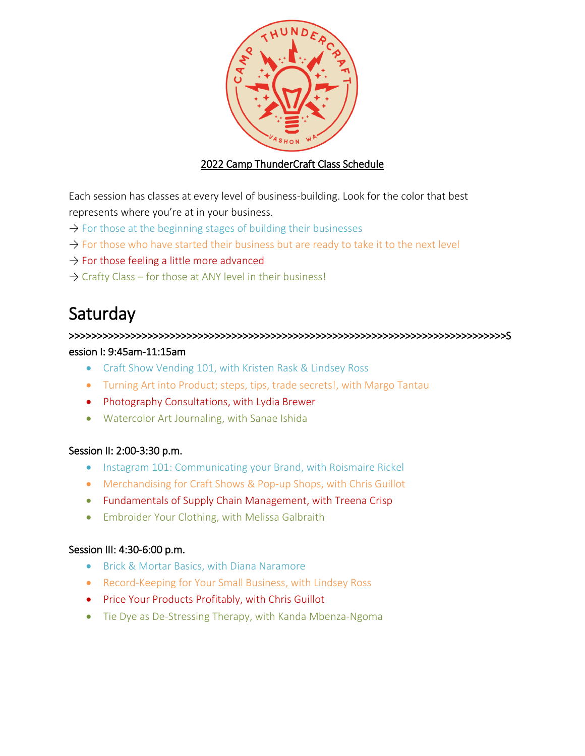2022 Camp ThunderCraft Class Schedule

Each session has classes at every level of business-building. Look for the color that best represents where you're at in your business.

→ For those at the beginning stages of building their businesses
→ For those who have started their business but are ready to take it to the next level
→ For those feeling a little more advanced
→ Crafty Class – for those at ANY level in their business!

# Saturday

>>>>>>>>>>>>>>>>>>>>>>>>>>>>>>>>>>>>>>>>>>>>>>>>>>>>>>>>>>>>>>>>>>>>>>>>>>>>>>>>>

Session I: 9:45am-11:15am

- Craft Show Vending 101, with Kristen Rask & Lindsey Ross
- Turning Art into Product; steps, tips, trade secrets!, with Margo Tantau
- Photography Consultations, with Lydia Brewer
- Watercolor Art Journaling, with Sanae Ishida

Session II: 2:00-3:30 p.m.

- Instagram 101: Communicating your Brand, with Roismaire Rickel
- Merchandising for Craft Shows & Pop-up Shops, with Chris Guillot
- Fundamentals of Supply Chain Management, with Treena Crisp
- Embroider Your Clothing, with Melissa Galbraith

Session III: 4:30-6:00 p.m.

- Brick & Mortar Basics, with Diana Naramore
- Record-Keeping for Your Small Business, with Lindsey Ross
- Price Your Products Profitably, with Chris Guillot
- Tie Dye as De-Stressing Therapy, with Kanda Mbenza-Ngoma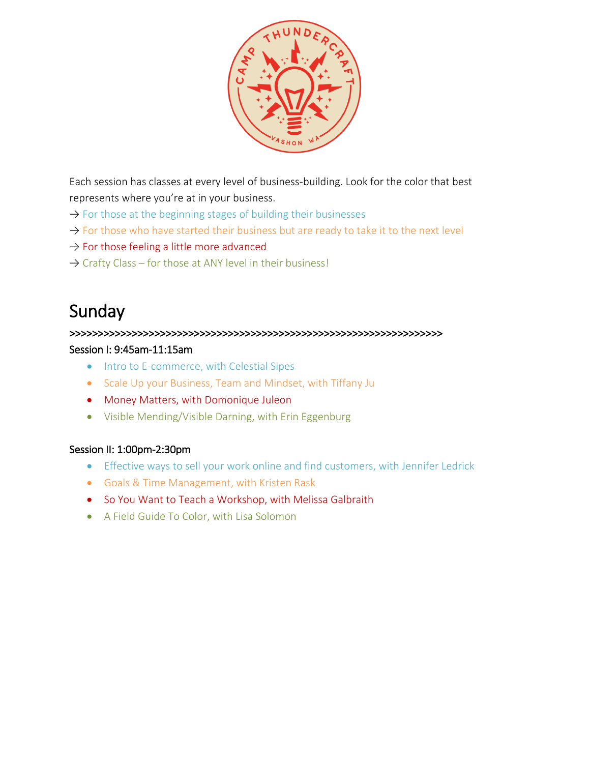Each session has classes at every level of business-building. Look for the color that best represents where you're at in your business.

→ For those at the beginning stages of building their businesses

→ For those who have started their business but are ready to take it to the next level

→ For those feeling a little more advanced

→ Crafty Class – for those at ANY level in their business!

# Sunday

>>>>>>>>>>>>>>>>>>>>>>>>>>>>>>>>>>>>>>>>>>>>>>>>>>>>>>>>>>>>>>>>>>>>>>>>>>>>>>>>

Session I: 9:45am-11:15am

- Intro to E-commerce, with Celestial Sipes
- Scale Up your Business, Team and Mindset, with Tiffany Ju
- Money Matters, with Domonique Juleon
- Visible Mending/Visible Darning, with Erin Eggenburg

Session II: 1:00pm-2:30pm

- Effective ways to sell your work online and find customers, with Jennifer Ledrick
- Goals & Time Management, with Kristen Rask
- So You Want to Teach a Workshop, with Melissa Galbraith
- A Field Guide To Color, with Lisa Solomon